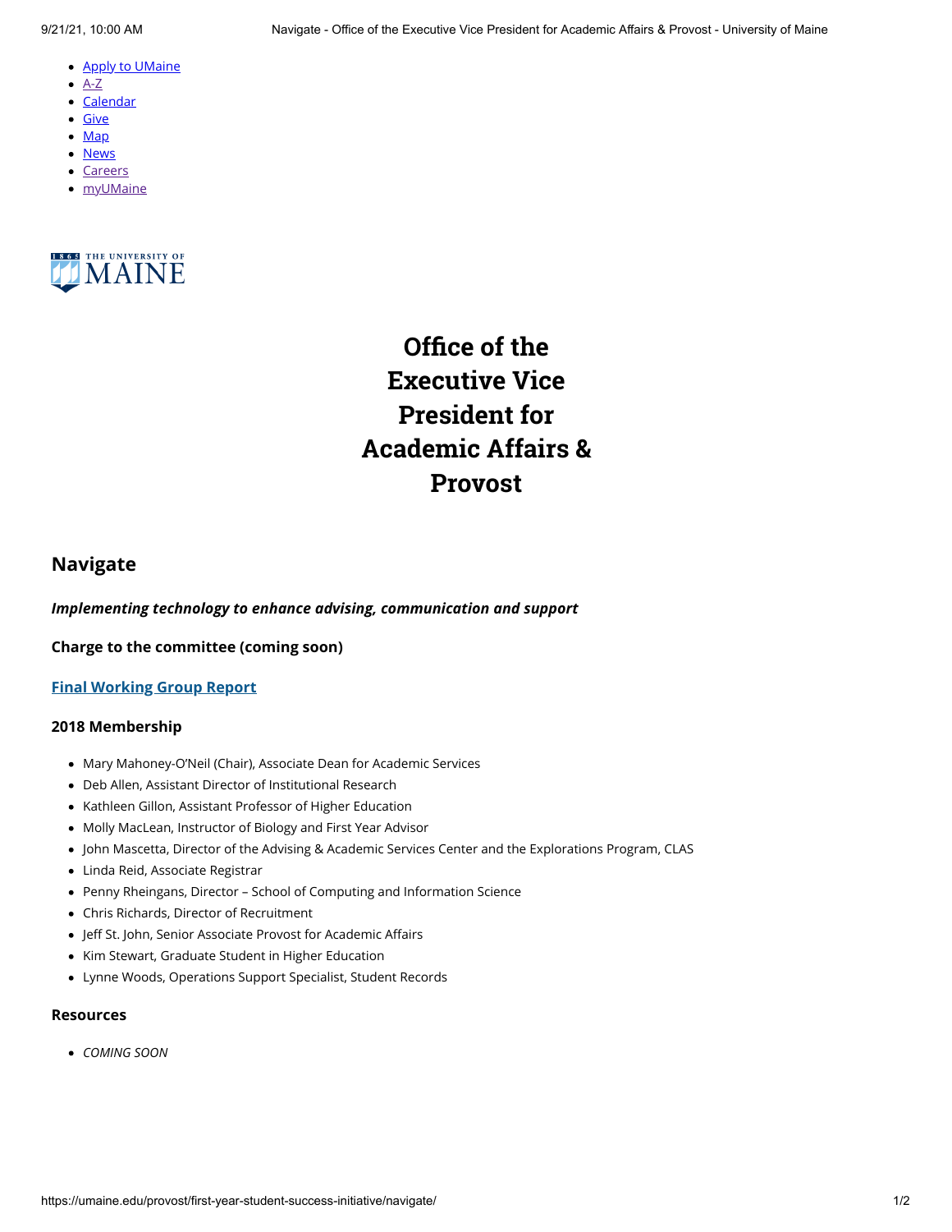- Apply to UMaine
- A-Z
- Calendar
- Give
- Map
- News
- Careers
- myUMaine

# Office of the Executive Vice President for Academic Affairs & Provost

## Navigate

***Implementing technology to enhance advising, communication and support***

**Charge to the committee (coming soon)**

**Final Working Group Report**

### 2018 Membership

- Mary Mahoney-O'Neil (Chair), Associate Dean for Academic Services
- Deb Allen, Assistant Director of Institutional Research
- Kathleen Gillon, Assistant Professor of Higher Education
- Molly MacLean, Instructor of Biology and First Year Advisor
- John Mascetta, Director of the Advising & Academic Services Center and the Explorations Program, CLAS
- Linda Reid, Associate Registrar
- Penny Rheingans, Director – School of Computing and Information Science
- Chris Richards, Director of Recruitment
- Jeff St. John, Senior Associate Provost for Academic Affairs
- Kim Stewart, Graduate Student in Higher Education
- Lynne Woods, Operations Support Specialist, Student Records

### Resources

- *COMING SOON*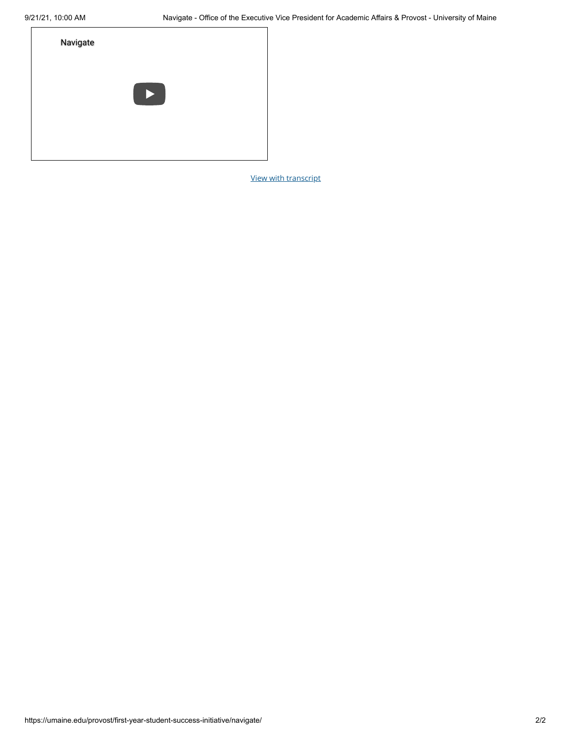Navigate

View with transcript